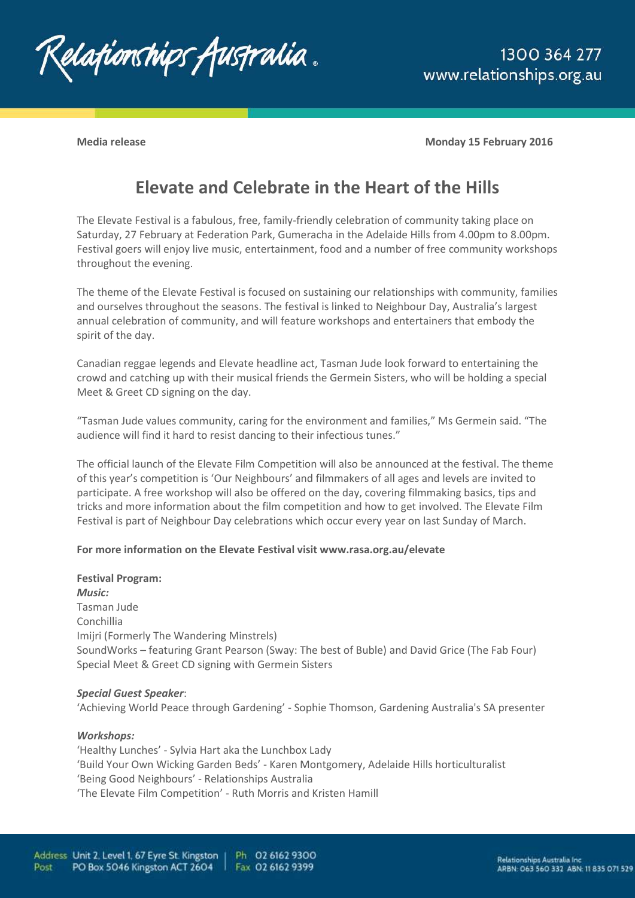**Media release** **Monday 15 February 2016**

# Elevate and Celebrate in the Heart of the Hills

The Elevate Festival is a fabulous, free, family-friendly celebration of community taking place on Saturday, 27 February at Federation Park, Gumeracha in the Adelaide Hills from 4.00pm to 8.00pm. Festival goers will enjoy live music, entertainment, food and a number of free community workshops throughout the evening.

The theme of the Elevate Festival is focused on sustaining our relationships with community, families and ourselves throughout the seasons. The festival is linked to Neighbour Day, Australia's largest annual celebration of community, and will feature workshops and entertainers that embody the spirit of the day.

Canadian reggae legends and Elevate headline act, Tasman Jude look forward to entertaining the crowd and catching up with their musical friends the Germein Sisters, who will be holding a special Meet & Greet CD signing on the day.

"Tasman Jude values community, caring for the environment and families," Ms Germein said. "The audience will find it hard to resist dancing to their infectious tunes."

The official launch of the Elevate Film Competition will also be announced at the festival. The theme of this year's competition is 'Our Neighbours' and filmmakers of all ages and levels are invited to participate. A free workshop will also be offered on the day, covering filmmaking basics, tips and tricks and more information about the film competition and how to get involved. The Elevate Film Festival is part of Neighbour Day celebrations which occur every year on last Sunday of March.

**For more information on the Elevate Festival visit www.rasa.org.au/elevate**

**Festival Program:**

***Music:***

Tasman Jude
Conchillia
Imijri (Formerly The Wandering Minstrels)
SoundWorks – featuring Grant Pearson (Sway: The best of Buble) and David Grice (The Fab Four)
Special Meet & Greet CD signing with Germein Sisters

***Special Guest Speaker***:

'Achieving World Peace through Gardening' - Sophie Thomson, Gardening Australia's SA presenter

***Workshops:***

'Healthy Lunches' - Sylvia Hart aka the Lunchbox Lady
'Build Your Own Wicking Garden Beds' - Karen Montgomery, Adelaide Hills horticulturalist
'Being Good Neighbours' - Relationships Australia
'The Elevate Film Competition' - Ruth Morris and Kristen Hamill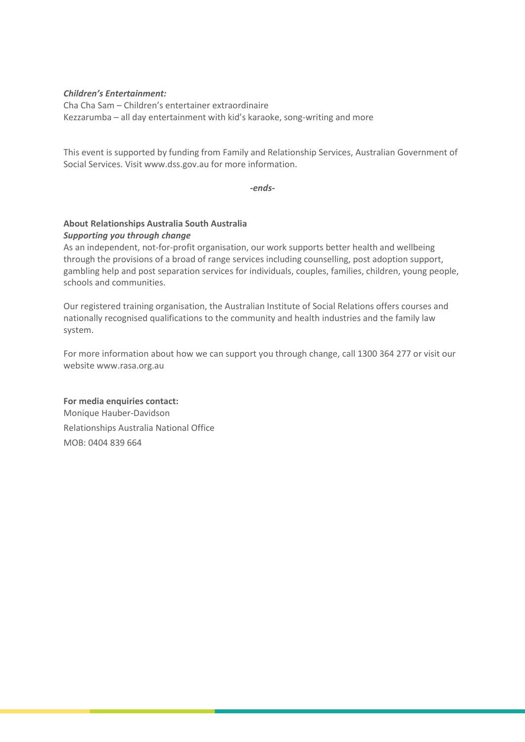***Children's Entertainment:***

Cha Cha Sam – Children's entertainer extraordinaire
Kezzarumba – all day entertainment with kid's karaoke, song-writing and more

This event is supported by funding from Family and Relationship Services, Australian Government of Social Services. Visit www.dss.gov.au for more information.

***-ends-***

**About Relationships Australia South Australia**
***Supporting you through change***

As an independent, not-for-profit organisation, our work supports better health and wellbeing through the provisions of a broad of range services including counselling, post adoption support, gambling help and post separation services for individuals, couples, families, children, young people, schools and communities.

Our registered training organisation, the Australian Institute of Social Relations offers courses and nationally recognised qualifications to the community and health industries and the family law system.

For more information about how we can support you through change, call 1300 364 277 or visit our website www.rasa.org.au

**For media enquiries contact:**
Monique Hauber-Davidson
Relationships Australia National Office
MOB: 0404 839 664